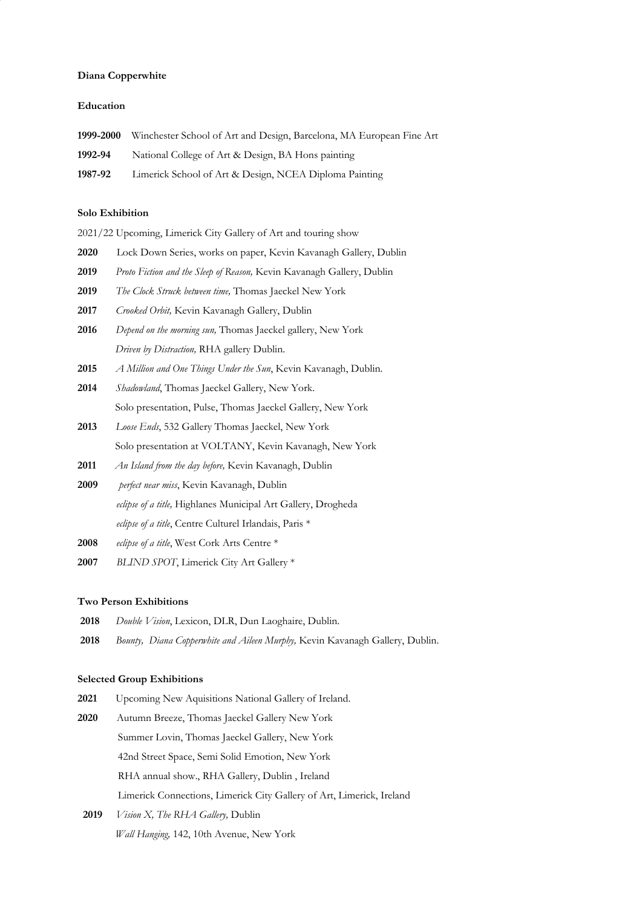**Diana Copperwhite**

**Education**

**1999-2000** Winchester School of Art and Design, Barcelona, MA European Fine Art

**1992-94** National College of Art & Design, BA Hons painting

**1987-92** Limerick School of Art & Design, NCEA Diploma Painting

**Solo Exhibition**

2021/22 Upcoming, Limerick City Gallery of Art and touring show

**2020** Lock Down Series, works on paper, Kevin Kavanagh Gallery, Dublin

**2019** *Proto Fiction and the Sleep of Reason,* Kevin Kavanagh Gallery, Dublin

**2019** *The Clock Struck between time,* Thomas Jaeckel New York

**2017** *Crooked Orbit,* Kevin Kavanagh Gallery, Dublin

**2016** *Depend on the morning sun,* Thomas Jaeckel gallery, New York

*Driven by Distraction,* RHA gallery Dublin.

**2015** *A Million and One Things Under the Sun*, Kevin Kavanagh, Dublin.

**2014** *Shadowland*, Thomas Jaeckel Gallery, New York.

Solo presentation, Pulse, Thomas Jaeckel Gallery, New York

**2013** *Loose Ends*, 532 Gallery Thomas Jaeckel, New York

Solo presentation at VOLTANY, Kevin Kavanagh, New York

**2011** *An Island from the day before,* Kevin Kavanagh, Dublin

**2009** *perfect near miss*, Kevin Kavanagh, Dublin

*eclipse of a title,* Highlanes Municipal Art Gallery, Drogheda

*eclipse of a title*, Centre Culturel Irlandais, Paris *

**2008** *eclipse of a title*, West Cork Arts Centre *

**2007** *BLIND SPOT*, Limerick City Art Gallery *

**Two Person Exhibitions**

**2018** *Double Vision*, Lexicon, DLR, Dun Laoghaire, Dublin.

**2018** *Bounty, Diana Copperwhite and Aileen Murphy,* Kevin Kavanagh Gallery, Dublin.

**Selected Group Exhibitions**

**2021** Upcoming New Aquisitions National Gallery of Ireland.

**2020** Autumn Breeze, Thomas Jaeckel Gallery New York

Summer Lovin, Thomas Jaeckel Gallery, New York

42nd Street Space, Semi Solid Emotion, New York

RHA annual show., RHA Gallery, Dublin , Ireland

Limerick Connections, Limerick City Gallery of Art, Limerick, Ireland

**2019** *Vision X, The RHA Gallery,* Dublin

*Wall Hanging,* 142, 10th Avenue, New York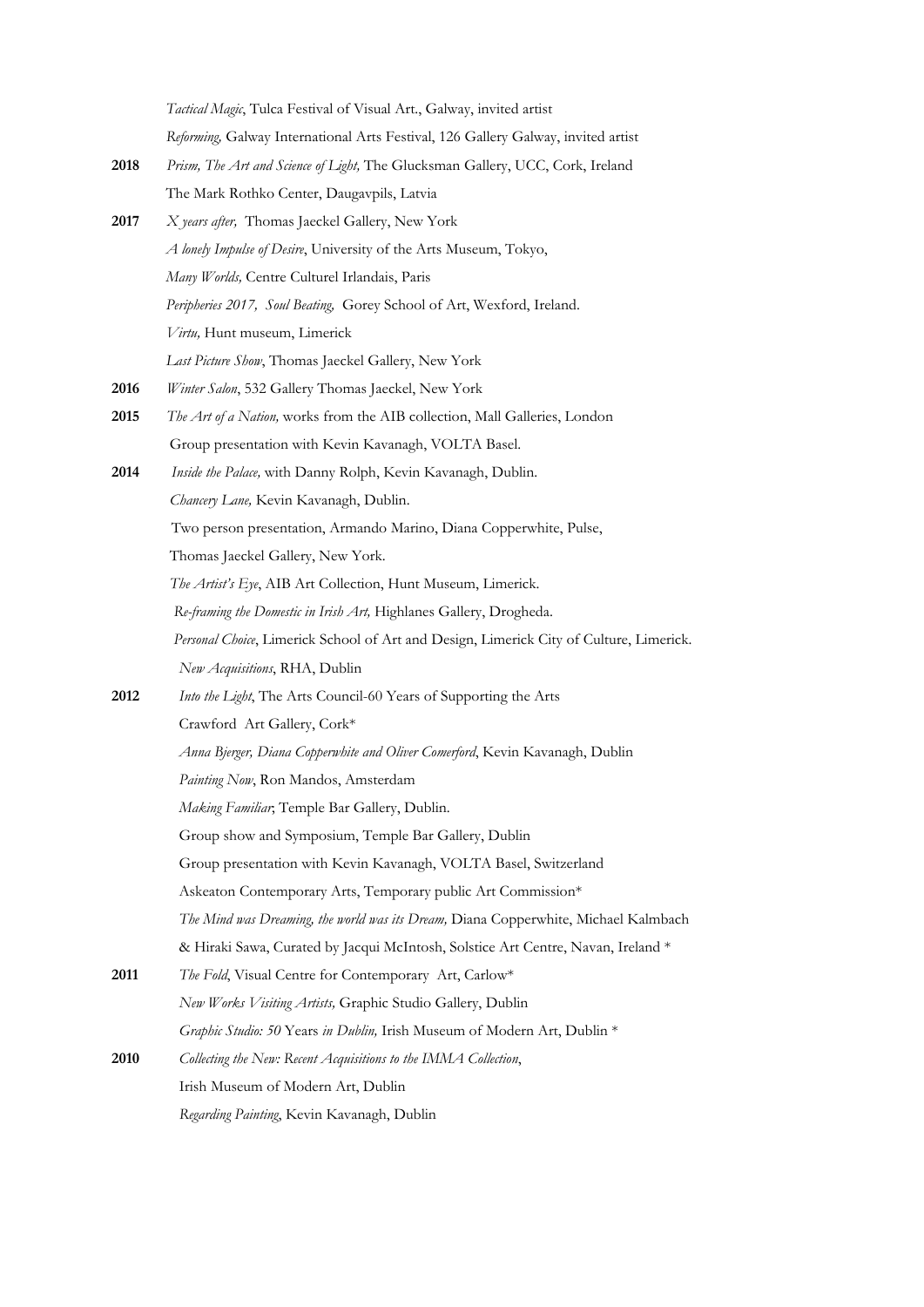*Tactical Magic*, Tulca Festival of Visual Art., Galway, invited artist
*Reforming,* Galway International Arts Festival, 126 Gallery Galway, invited artist

**2018** *Prism, The Art and Science of Light,* The Glucksman Gallery, UCC, Cork, Ireland
The Mark Rothko Center, Daugavpils, Latvia

**2017** *X years after,* Thomas Jaeckel Gallery, New York
*A lonely Impulse of Desire*, University of the Arts Museum, Tokyo,
*Many Worlds,* Centre Culturel Irlandais, Paris
*Peripheries 2017, Soul Beating,* Gorey School of Art, Wexford, Ireland.
*Virtu,* Hunt museum, Limerick
*Last Picture Show*, Thomas Jaeckel Gallery, New York

**2016** *Winter Salon*, 532 Gallery Thomas Jaeckel, New York

**2015** *The Art of a Nation,* works from the AIB collection, Mall Galleries, London
Group presentation with Kevin Kavanagh, VOLTA Basel.

**2014** *Inside the Palace,* with Danny Rolph, Kevin Kavanagh, Dublin.
*Chancery Lane,* Kevin Kavanagh, Dublin.
Two person presentation, Armando Marino, Diana Copperwhite, Pulse,
Thomas Jaeckel Gallery, New York.
*The Artist's Eye*, AIB Art Collection, Hunt Museum, Limerick.
*Re-framing the Domestic in Irish Art,* Highlanes Gallery, Drogheda.
*Personal Choice*, Limerick School of Art and Design, Limerick City of Culture, Limerick.
*New Acquisitions*, RHA, Dublin

**2012** *Into the Light*, The Arts Council-60 Years of Supporting the Arts
Crawford Art Gallery, Cork*
*Anna Bjerger, Diana Copperwhite and Oliver Comerford*, Kevin Kavanagh, Dublin
*Painting Now*, Ron Mandos, Amsterdam
*Making Familiar*, Temple Bar Gallery, Dublin.
Group show and Symposium, Temple Bar Gallery, Dublin
Group presentation with Kevin Kavanagh, VOLTA Basel, Switzerland
Askeaton Contemporary Arts, Temporary public Art Commission*
*The Mind was Dreaming, the world was its Dream,* Diana Copperwhite, Michael Kalmbach
& Hiraki Sawa, Curated by Jacqui McIntosh, Solstice Art Centre, Navan, Ireland *

**2011** *The Fold*, Visual Centre for Contemporary Art, Carlow*
*New Works Visiting Artists,* Graphic Studio Gallery, Dublin
*Graphic Studio: 50* Years *in Dublin,* Irish Museum of Modern Art, Dublin *

**2010** *Collecting the New: Recent Acquisitions to the IMMA Collection*,
Irish Museum of Modern Art, Dublin
*Regarding Painting*, Kevin Kavanagh, Dublin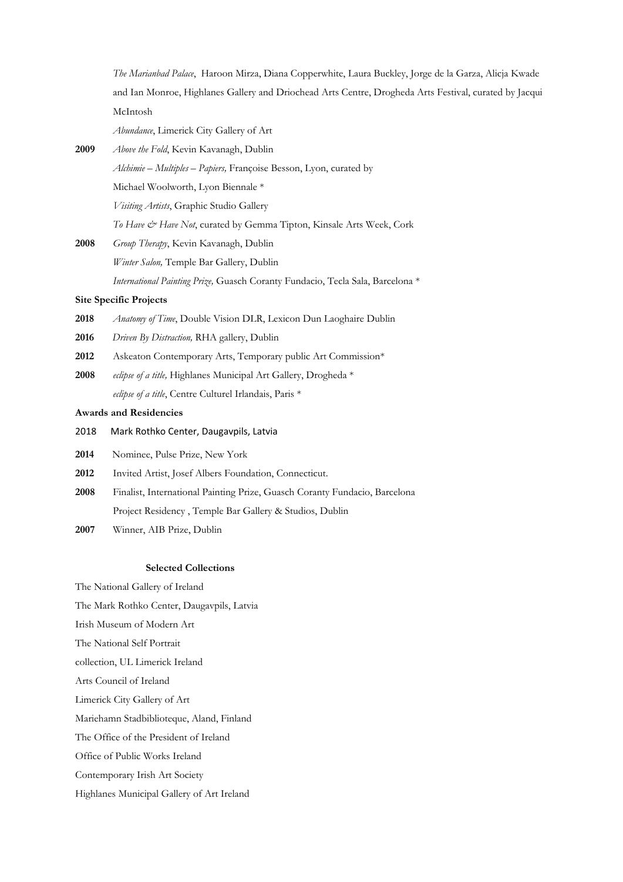*The Marianbad Palace*, Haroon Mirza, Diana Copperwhite, Laura Buckley, Jorge de la Garza, Alicja Kwade and Ian Monroe, Highlanes Gallery and Driochead Arts Centre, Drogheda Arts Festival, curated by Jacqui McIntosh

*Abundance*, Limerick City Gallery of Art

**2009** *Above the Fold*, Kevin Kavanagh, Dublin

*Alchimie – Multiples – Papiers,* Françoise Besson, Lyon, curated by Michael Woolworth, Lyon Biennale *

*Visiting Artists*, Graphic Studio Gallery

*To Have & Have Not*, curated by Gemma Tipton, Kinsale Arts Week, Cork

**2008** *Group Therapy*, Kevin Kavanagh, Dublin

*Winter Salon,* Temple Bar Gallery, Dublin

*International Painting Prize,* Guasch Coranty Fundacio, Tecla Sala, Barcelona *

**Site Specific Projects**

**2018** *Anatomy of Time*, Double Vision DLR, Lexicon Dun Laoghaire Dublin

**2016** *Driven By Distraction,* RHA gallery, Dublin

**2012** Askeaton Contemporary Arts, Temporary public Art Commission*

**2008** *eclipse of a title,* Highlanes Municipal Art Gallery, Drogheda *

*eclipse of a title*, Centre Culturel Irlandais, Paris *

**Awards and Residencies**

2018 Mark Rothko Center, Daugavpils, Latvia

**2014** Nominee, Pulse Prize, New York

**2012** Invited Artist, Josef Albers Foundation, Connecticut.

**2008** Finalist, International Painting Prize, Guasch Coranty Fundacio, Barcelona

Project Residency , Temple Bar Gallery & Studios, Dublin

**2007** Winner, AIB Prize, Dublin

**Selected Collections**

The National Gallery of Ireland

The Mark Rothko Center, Daugavpils, Latvia

Irish Museum of Modern Art

The National Self Portrait collection, UL Limerick Ireland

Arts Council of Ireland

Limerick City Gallery of Art

Mariehamn Stadbiblioteque, Aland, Finland

The Office of the President of Ireland

Office of Public Works Ireland

Contemporary Irish Art Society

Highlanes Municipal Gallery of Art Ireland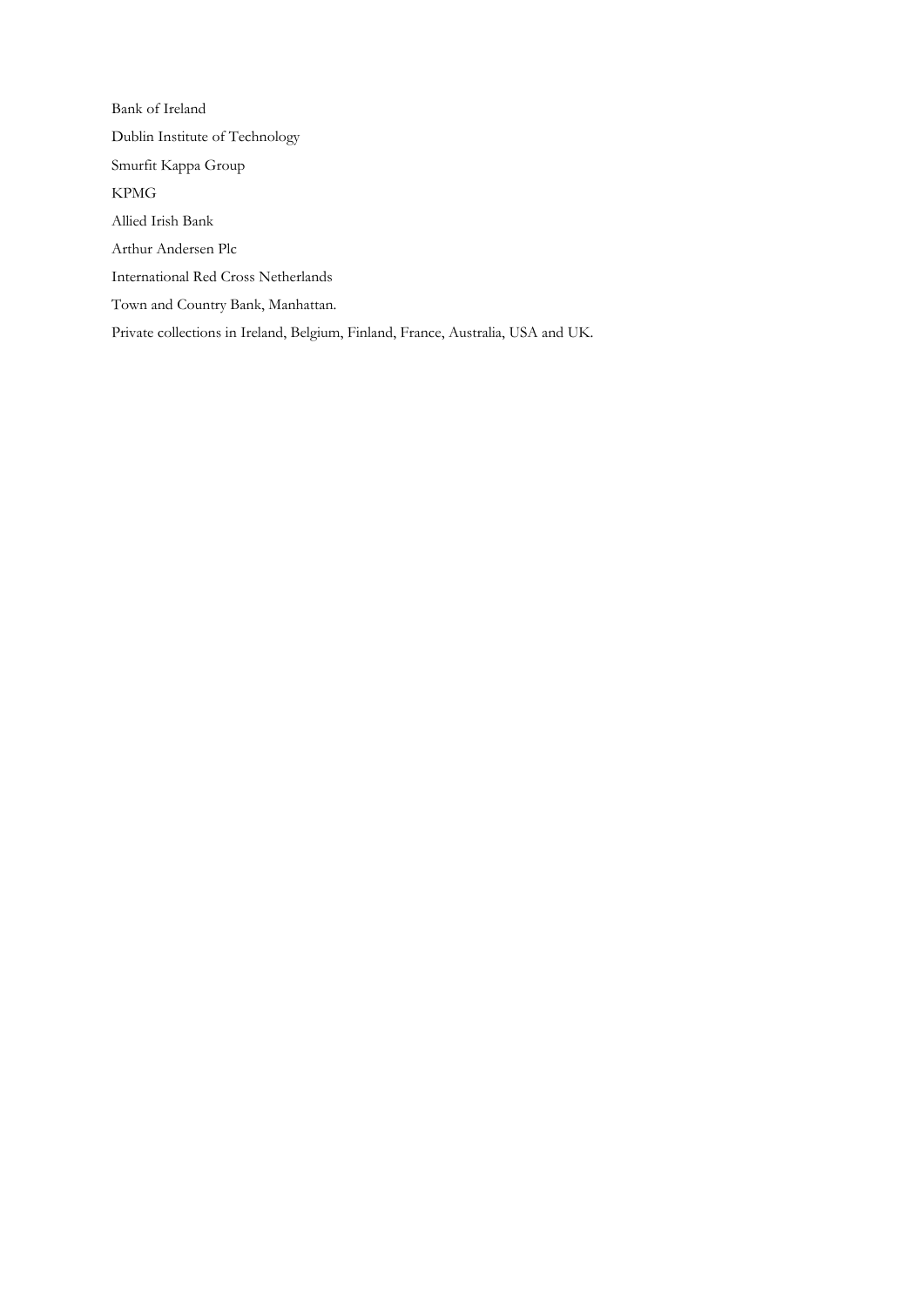Bank of Ireland

Dublin Institute of Technology

Smurfit Kappa Group

KPMG

Allied Irish Bank

Arthur Andersen Plc

International Red Cross Netherlands

Town and Country Bank, Manhattan.

Private collections in Ireland, Belgium, Finland, France, Australia, USA and UK.